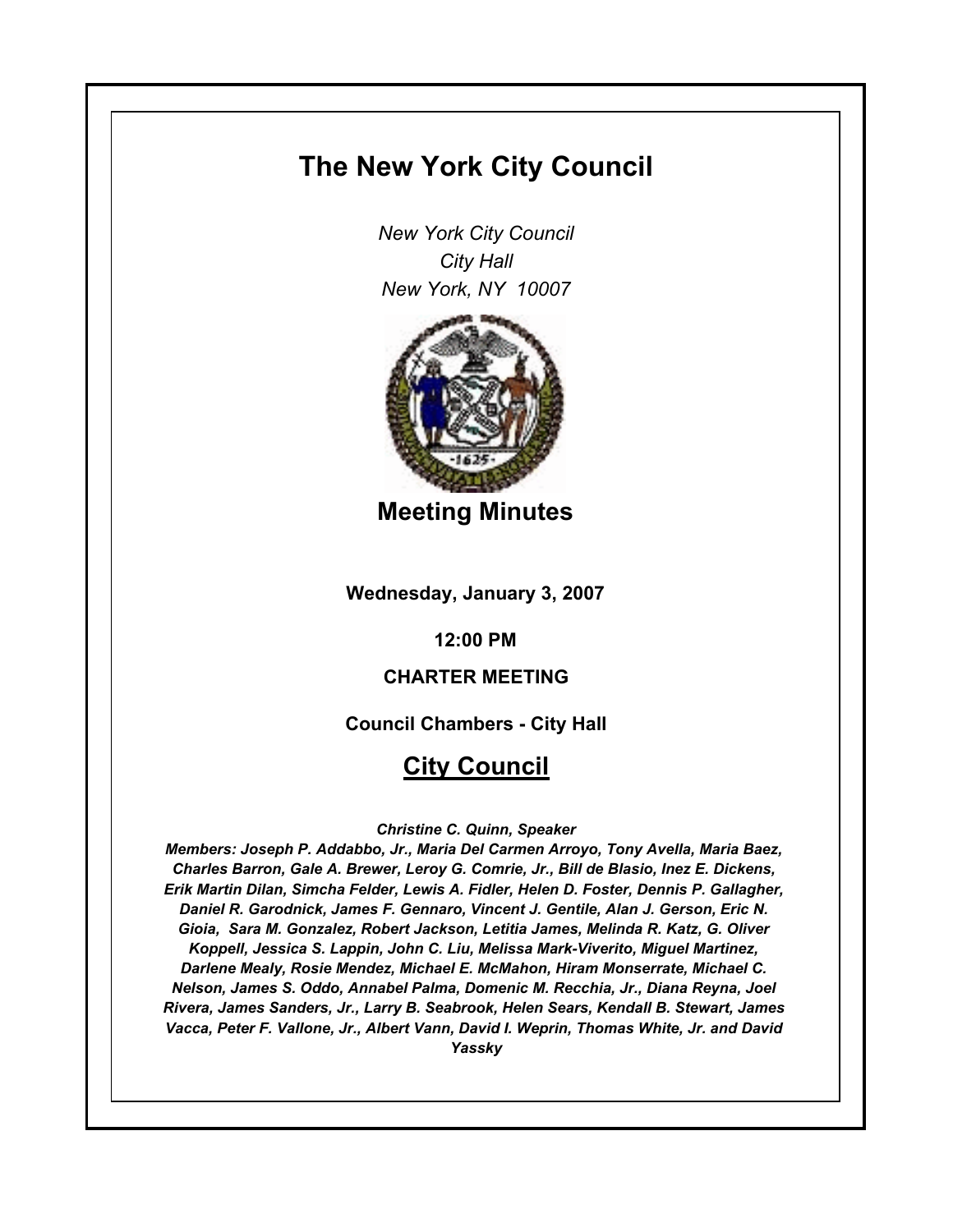# The New York City Council

*New York City Council*
*City Hall*
*New York, NY 10007*

## Meeting Minutes

**Wednesday, January 3, 2007**

**12:00 PM**

**CHARTER MEETING**

**Council Chambers - City Hall**

## City Council

***Christine C. Quinn, Speaker***

***Members: Joseph P. Addabbo, Jr., Maria Del Carmen Arroyo, Tony Avella, Maria Baez, Charles Barron, Gale A. Brewer, Leroy G. Comrie, Jr., Bill de Blasio, Inez E. Dickens, Erik Martin Dilan, Simcha Felder, Lewis A. Fidler, Helen D. Foster, Dennis P. Gallagher, Daniel R. Garodnick, James F. Gennaro, Vincent J. Gentile, Alan J. Gerson, Eric N. Gioia, Sara M. Gonzalez, Robert Jackson, Letitia James, Melinda R. Katz, G. Oliver Koppell, Jessica S. Lappin, John C. Liu, Melissa Mark-Viverito, Miguel Martinez, Darlene Mealy, Rosie Mendez, Michael E. McMahon, Hiram Monserrate, Michael C. Nelson, James S. Oddo, Annabel Palma, Domenic M. Recchia, Jr., Diana Reyna, Joel Rivera, James Sanders, Jr., Larry B. Seabrook, Helen Sears, Kendall B. Stewart, James Vacca, Peter F. Vallone, Jr., Albert Vann, David I. Weprin, Thomas White, Jr. and David Yassky***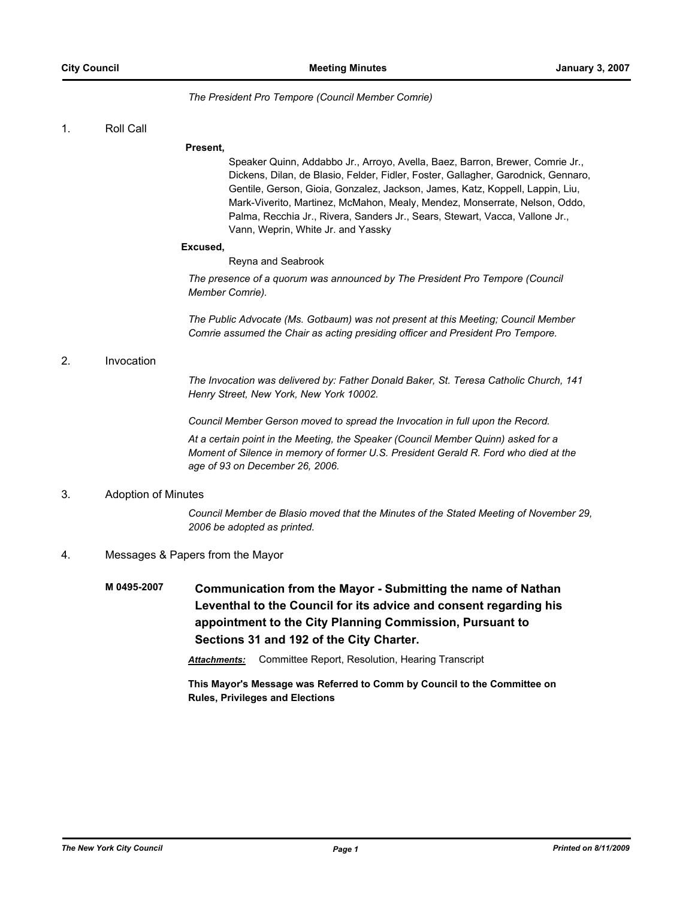*The President Pro Tempore (Council Member Comrie)*

1. Roll Call

**Present,**

Speaker Quinn, Addabbo Jr., Arroyo, Avella, Baez, Barron, Brewer, Comrie Jr., Dickens, Dilan, de Blasio, Felder, Fidler, Foster, Gallagher, Garodnick, Gennaro, Gentile, Gerson, Gioia, Gonzalez, Jackson, James, Katz, Koppell, Lappin, Liu, Mark-Viverito, Martinez, McMahon, Mealy, Mendez, Monserrate, Nelson, Oddo, Palma, Recchia Jr., Rivera, Sanders Jr., Sears, Stewart, Vacca, Vallone Jr., Vann, Weprin, White Jr. and Yassky

**Excused,**

Reyna and Seabrook

*The presence of a quorum was announced by The President Pro Tempore (Council Member Comrie).*

*The Public Advocate (Ms. Gotbaum) was not present at this Meeting; Council Member Comrie assumed the Chair as acting presiding officer and President Pro Tempore.*

2. Invocation

*The Invocation was delivered by: Father Donald Baker, St. Teresa Catholic Church, 141 Henry Street, New York, New York 10002.*

*Council Member Gerson moved to spread the Invocation in full upon the Record.*

*At a certain point in the Meeting, the Speaker (Council Member Quinn) asked for a Moment of Silence in memory of former U.S. President Gerald R. Ford who died at the age of 93 on December 26, 2006.*

3. Adoption of Minutes

*Council Member de Blasio moved that the Minutes of the Stated Meeting of November 29, 2006 be adopted as printed.*

4. Messages & Papers from the Mayor

**M 0495-2007** **Communication from the Mayor - Submitting the name of Nathan Leventhal to the Council for its advice and consent regarding his appointment to the City Planning Commission, Pursuant to Sections 31 and 192 of the City Charter.**

***Attachments:*** Committee Report, Resolution, Hearing Transcript

**This Mayor's Message was Referred to Comm by Council to the Committee on Rules, Privileges and Elections**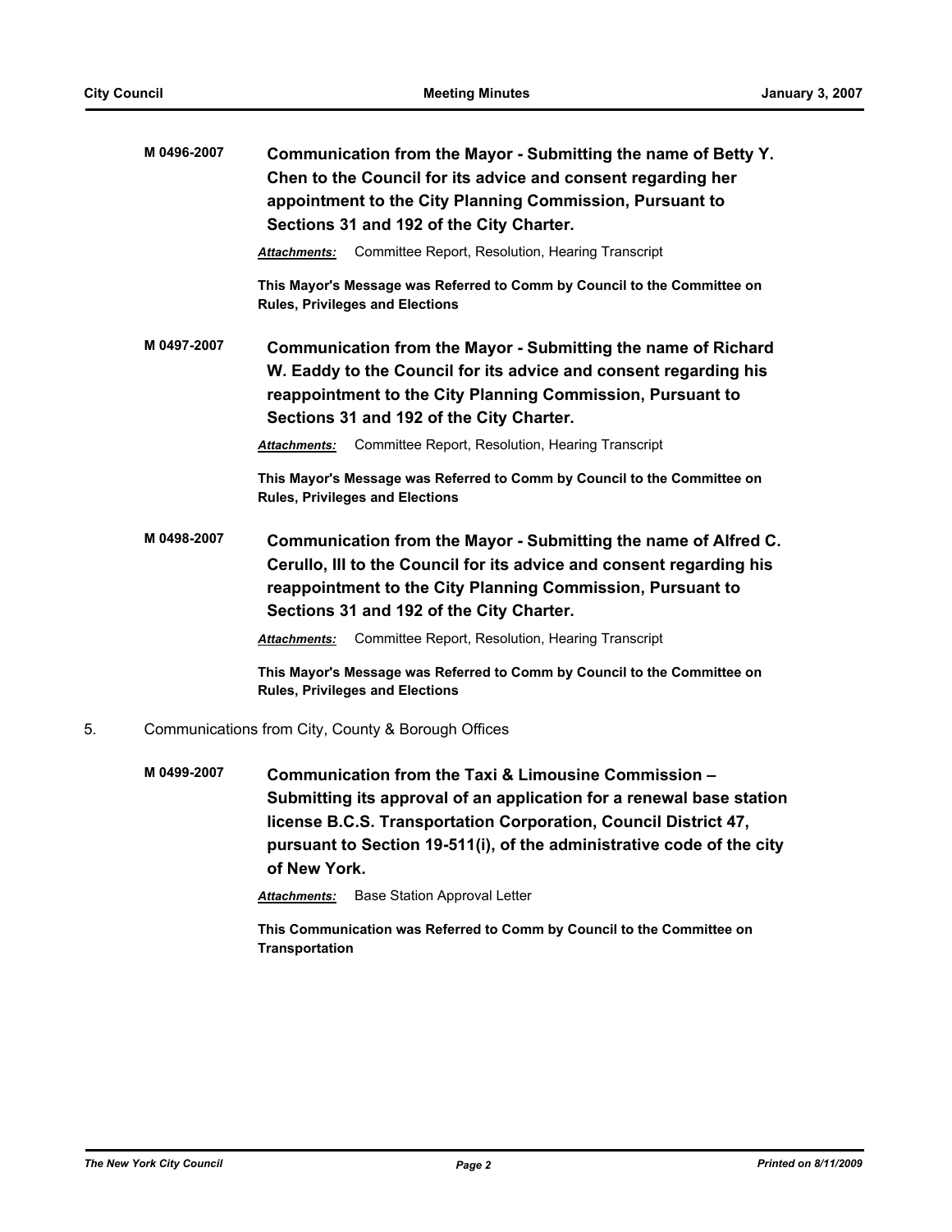**M 0496-2007** **Communication from the Mayor - Submitting the name of Betty Y. Chen to the Council for its advice and consent regarding her appointment to the City Planning Commission, Pursuant to Sections 31 and 192 of the City Charter.**

***Attachments:*** Committee Report, Resolution, Hearing Transcript

**This Mayor's Message was Referred to Comm by Council to the Committee on Rules, Privileges and Elections**

**M 0497-2007** **Communication from the Mayor - Submitting the name of Richard W. Eaddy to the Council for its advice and consent regarding his reappointment to the City Planning Commission, Pursuant to Sections 31 and 192 of the City Charter.**

***Attachments:*** Committee Report, Resolution, Hearing Transcript

**This Mayor's Message was Referred to Comm by Council to the Committee on Rules, Privileges and Elections**

**M 0498-2007** **Communication from the Mayor - Submitting the name of Alfred C. Cerullo, III to the Council for its advice and consent regarding his reappointment to the City Planning Commission, Pursuant to Sections 31 and 192 of the City Charter.**

***Attachments:*** Committee Report, Resolution, Hearing Transcript

**This Mayor's Message was Referred to Comm by Council to the Committee on Rules, Privileges and Elections**

5. Communications from City, County & Borough Offices

**M 0499-2007** **Communication from the Taxi & Limousine Commission – Submitting its approval of an application for a renewal base station license B.C.S. Transportation Corporation, Council District 47, pursuant to Section 19-511(i), of the administrative code of the city of New York.**

***Attachments:*** Base Station Approval Letter

**This Communication was Referred to Comm by Council to the Committee on Transportation**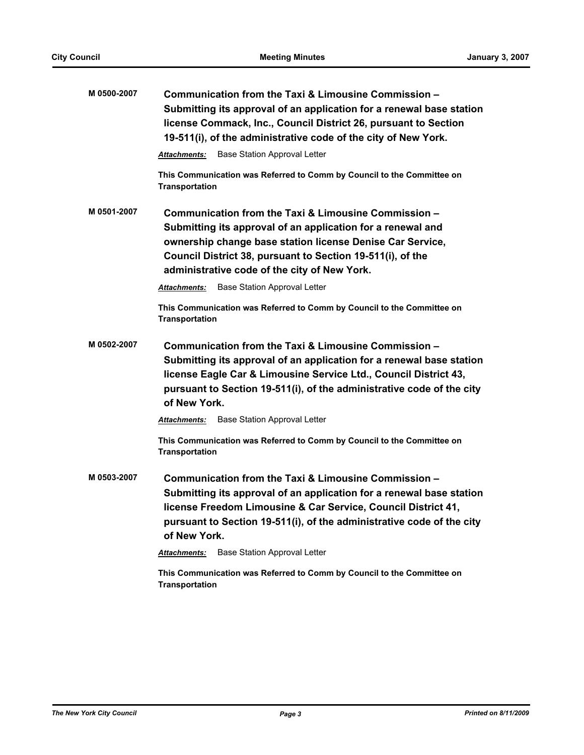**M 0500-2007** **Communication from the Taxi & Limousine Commission – Submitting its approval of an application for a renewal base station license Commack, Inc., Council District 26, pursuant to Section 19-511(i), of the administrative code of the city of New York.**

***Attachments:*** Base Station Approval Letter

**This Communication was Referred to Comm by Council to the Committee on Transportation**

**M 0501-2007** **Communication from the Taxi & Limousine Commission – Submitting its approval of an application for a renewal and ownership change base station license Denise Car Service, Council District 38, pursuant to Section 19-511(i), of the administrative code of the city of New York.**

***Attachments:*** Base Station Approval Letter

**This Communication was Referred to Comm by Council to the Committee on Transportation**

**M 0502-2007** **Communication from the Taxi & Limousine Commission – Submitting its approval of an application for a renewal base station license Eagle Car & Limousine Service Ltd., Council District 43, pursuant to Section 19-511(i), of the administrative code of the city of New York.**

***Attachments:*** Base Station Approval Letter

**This Communication was Referred to Comm by Council to the Committee on Transportation**

**M 0503-2007** **Communication from the Taxi & Limousine Commission – Submitting its approval of an application for a renewal base station license Freedom Limousine & Car Service, Council District 41, pursuant to Section 19-511(i), of the administrative code of the city of New York.**

***Attachments:*** Base Station Approval Letter

**This Communication was Referred to Comm by Council to the Committee on Transportation**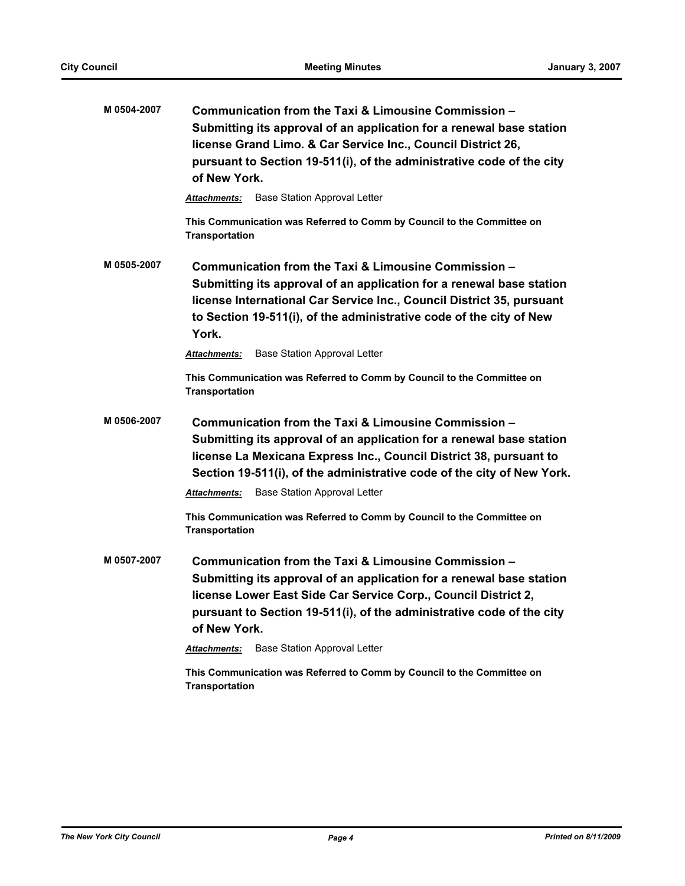**M 0504-2007** **Communication from the Taxi & Limousine Commission – Submitting its approval of an application for a renewal base station license Grand Limo. & Car Service Inc., Council District 26, pursuant to Section 19-511(i), of the administrative code of the city of New York.**

***Attachments:*** Base Station Approval Letter

**This Communication was Referred to Comm by Council to the Committee on Transportation**

**M 0505-2007** **Communication from the Taxi & Limousine Commission – Submitting its approval of an application for a renewal base station license International Car Service Inc., Council District 35, pursuant to Section 19-511(i), of the administrative code of the city of New York.**

***Attachments:*** Base Station Approval Letter

**This Communication was Referred to Comm by Council to the Committee on Transportation**

**M 0506-2007** **Communication from the Taxi & Limousine Commission – Submitting its approval of an application for a renewal base station license La Mexicana Express Inc., Council District 38, pursuant to Section 19-511(i), of the administrative code of the city of New York.**

***Attachments:*** Base Station Approval Letter

**This Communication was Referred to Comm by Council to the Committee on Transportation**

**M 0507-2007** **Communication from the Taxi & Limousine Commission – Submitting its approval of an application for a renewal base station license Lower East Side Car Service Corp., Council District 2, pursuant to Section 19-511(i), of the administrative code of the city of New York.**

***Attachments:*** Base Station Approval Letter

**This Communication was Referred to Comm by Council to the Committee on Transportation**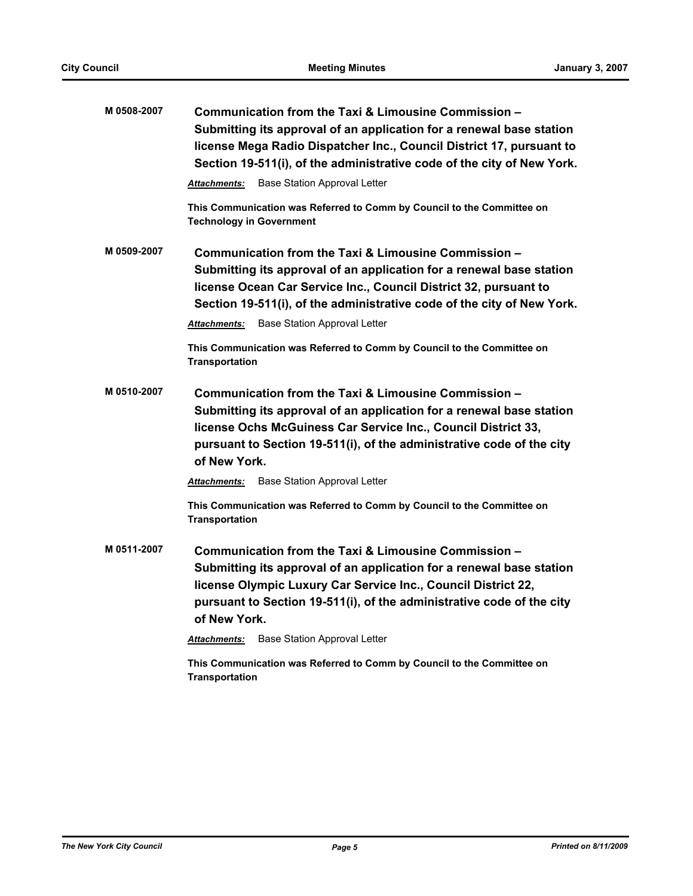**M 0508-2007** **Communication from the Taxi & Limousine Commission – Submitting its approval of an application for a renewal base station license Mega Radio Dispatcher Inc., Council District 17, pursuant to Section 19-511(i), of the administrative code of the city of New York.**

***Attachments:*** Base Station Approval Letter

**This Communication was Referred to Comm by Council to the Committee on Technology in Government**

**M 0509-2007** **Communication from the Taxi & Limousine Commission – Submitting its approval of an application for a renewal base station license Ocean Car Service Inc., Council District 32, pursuant to Section 19-511(i), of the administrative code of the city of New York.**

***Attachments:*** Base Station Approval Letter

**This Communication was Referred to Comm by Council to the Committee on Transportation**

**M 0510-2007** **Communication from the Taxi & Limousine Commission – Submitting its approval of an application for a renewal base station license Ochs McGuiness Car Service Inc., Council District 33, pursuant to Section 19-511(i), of the administrative code of the city of New York.**

***Attachments:*** Base Station Approval Letter

**This Communication was Referred to Comm by Council to the Committee on Transportation**

**M 0511-2007** **Communication from the Taxi & Limousine Commission – Submitting its approval of an application for a renewal base station license Olympic Luxury Car Service Inc., Council District 22, pursuant to Section 19-511(i), of the administrative code of the city of New York.**

***Attachments:*** Base Station Approval Letter

**This Communication was Referred to Comm by Council to the Committee on Transportation**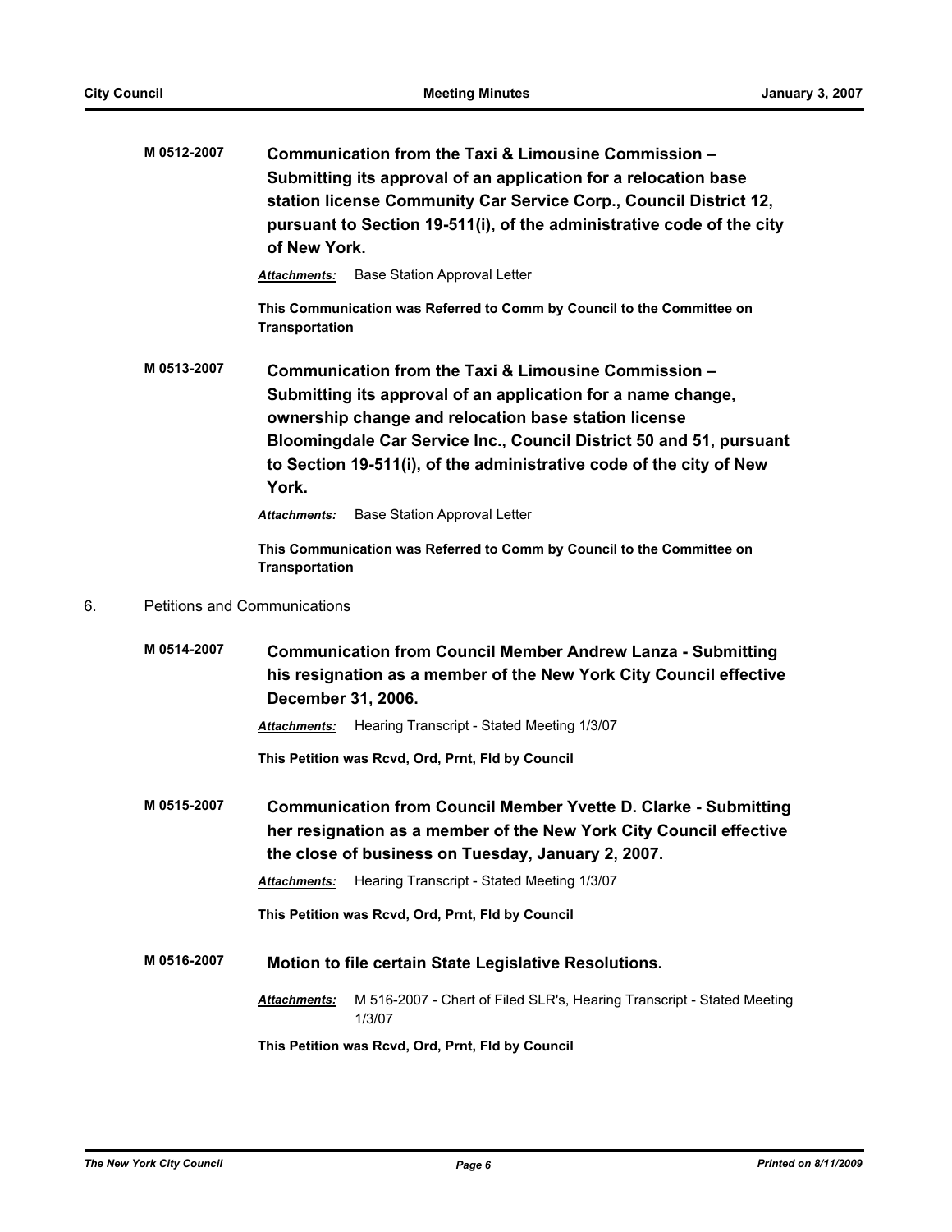**M 0512-2007** **Communication from the Taxi & Limousine Commission – Submitting its approval of an application for a relocation base station license Community Car Service Corp., Council District 12, pursuant to Section 19-511(i), of the administrative code of the city of New York.**

***Attachments:*** Base Station Approval Letter

**This Communication was Referred to Comm by Council to the Committee on Transportation**

**M 0513-2007** **Communication from the Taxi & Limousine Commission – Submitting its approval of an application for a name change, ownership change and relocation base station license Bloomingdale Car Service Inc., Council District 50 and 51, pursuant to Section 19-511(i), of the administrative code of the city of New York.**

***Attachments:*** Base Station Approval Letter

**This Communication was Referred to Comm by Council to the Committee on Transportation**

6. Petitions and Communications

**M 0514-2007** **Communication from Council Member Andrew Lanza - Submitting his resignation as a member of the New York City Council effective December 31, 2006.**

***Attachments:*** Hearing Transcript - Stated Meeting 1/3/07

**This Petition was Rcvd, Ord, Prnt, Fld by Council**

**M 0515-2007** **Communication from Council Member Yvette D. Clarke - Submitting her resignation as a member of the New York City Council effective the close of business on Tuesday, January 2, 2007.**

***Attachments:*** Hearing Transcript - Stated Meeting 1/3/07

**This Petition was Rcvd, Ord, Prnt, Fld by Council**

**M 0516-2007** **Motion to file certain State Legislative Resolutions.**

***Attachments:*** M 516-2007 - Chart of Filed SLR's, Hearing Transcript - Stated Meeting 1/3/07

**This Petition was Rcvd, Ord, Prnt, Fld by Council**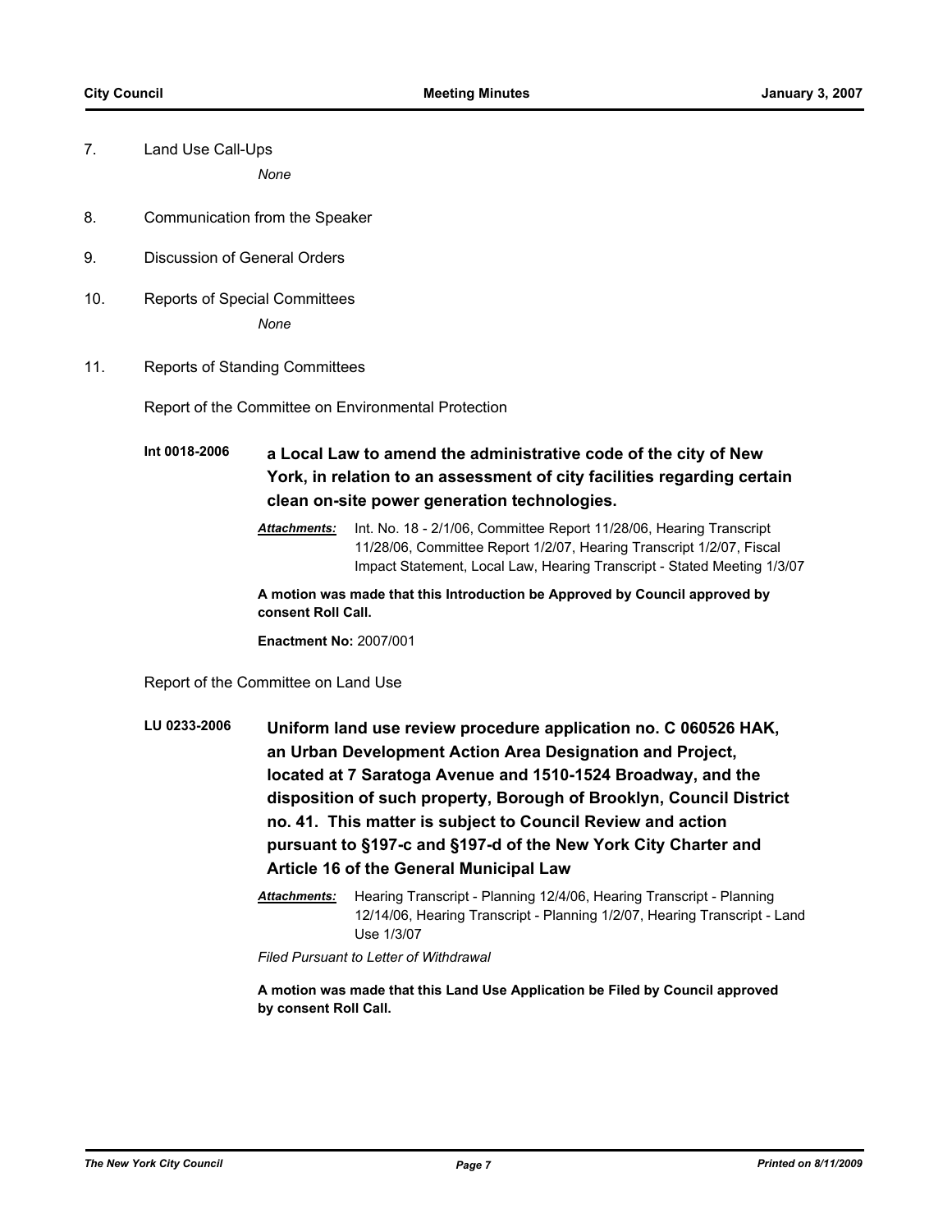7. Land Use Call-Ups

   *None*

8. Communication from the Speaker

9. Discussion of General Orders

10. Reports of Special Committees

    *None*

11. Reports of Standing Committees

Report of the Committee on Environmental Protection

**Int 0018-2006** **a Local Law to amend the administrative code of the city of New York, in relation to an assessment of city facilities regarding certain clean on-site power generation technologies.**

***Attachments:*** Int. No. 18 - 2/1/06, Committee Report 11/28/06, Hearing Transcript 11/28/06, Committee Report 1/2/07, Hearing Transcript 1/2/07, Fiscal Impact Statement, Local Law, Hearing Transcript - Stated Meeting 1/3/07

**A motion was made that this Introduction be Approved by Council approved by consent Roll Call.**

**Enactment No:** 2007/001

Report of the Committee on Land Use

**LU 0233-2006** **Uniform land use review procedure application no. C 060526 HAK, an Urban Development Action Area Designation and Project, located at 7 Saratoga Avenue and 1510-1524 Broadway, and the disposition of such property, Borough of Brooklyn, Council District no. 41. This matter is subject to Council Review and action pursuant to §197-c and §197-d of the New York City Charter and Article 16 of the General Municipal Law**

***Attachments:*** Hearing Transcript - Planning 12/4/06, Hearing Transcript - Planning 12/14/06, Hearing Transcript - Planning 1/2/07, Hearing Transcript - Land Use 1/3/07

*Filed Pursuant to Letter of Withdrawal*

**A motion was made that this Land Use Application be Filed by Council approved by consent Roll Call.**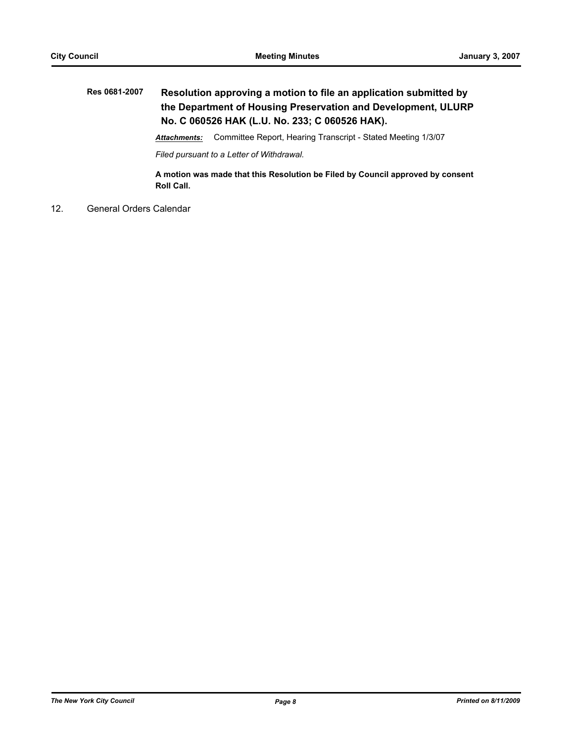**Res 0681-2007** **Resolution approving a motion to file an application submitted by the Department of Housing Preservation and Development, ULURP No. C 060526 HAK (L.U. No. 233; C 060526 HAK).**

***Attachments:*** Committee Report, Hearing Transcript - Stated Meeting 1/3/07

*Filed pursuant to a Letter of Withdrawal.*

**A motion was made that this Resolution be Filed by Council approved by consent Roll Call.**

12. General Orders Calendar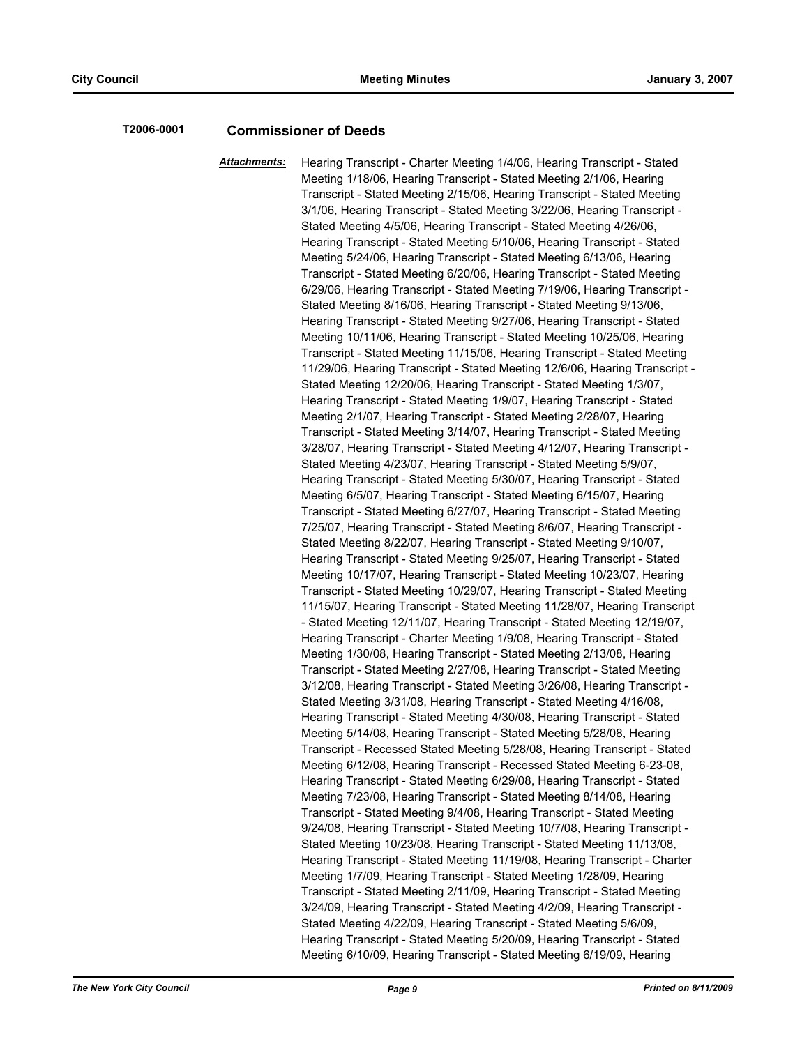**T2006-0001** **Commissioner of Deeds**

***Attachments:*** Hearing Transcript - Charter Meeting 1/4/06, Hearing Transcript - Stated Meeting 1/18/06, Hearing Transcript - Stated Meeting 2/1/06, Hearing Transcript - Stated Meeting 2/15/06, Hearing Transcript - Stated Meeting 3/1/06, Hearing Transcript - Stated Meeting 3/22/06, Hearing Transcript - Stated Meeting 4/5/06, Hearing Transcript - Stated Meeting 4/26/06, Hearing Transcript - Stated Meeting 5/10/06, Hearing Transcript - Stated Meeting 5/24/06, Hearing Transcript - Stated Meeting 6/13/06, Hearing Transcript - Stated Meeting 6/20/06, Hearing Transcript - Stated Meeting 6/29/06, Hearing Transcript - Stated Meeting 7/19/06, Hearing Transcript - Stated Meeting 8/16/06, Hearing Transcript - Stated Meeting 9/13/06, Hearing Transcript - Stated Meeting 9/27/06, Hearing Transcript - Stated Meeting 10/11/06, Hearing Transcript - Stated Meeting 10/25/06, Hearing Transcript - Stated Meeting 11/15/06, Hearing Transcript - Stated Meeting 11/29/06, Hearing Transcript - Stated Meeting 12/6/06, Hearing Transcript - Stated Meeting 12/20/06, Hearing Transcript - Stated Meeting 1/3/07, Hearing Transcript - Stated Meeting 1/9/07, Hearing Transcript - Stated Meeting 2/1/07, Hearing Transcript - Stated Meeting 2/28/07, Hearing Transcript - Stated Meeting 3/14/07, Hearing Transcript - Stated Meeting 3/28/07, Hearing Transcript - Stated Meeting 4/12/07, Hearing Transcript - Stated Meeting 4/23/07, Hearing Transcript - Stated Meeting 5/9/07, Hearing Transcript - Stated Meeting 5/30/07, Hearing Transcript - Stated Meeting 6/5/07, Hearing Transcript - Stated Meeting 6/15/07, Hearing Transcript - Stated Meeting 6/27/07, Hearing Transcript - Stated Meeting 7/25/07, Hearing Transcript - Stated Meeting 8/6/07, Hearing Transcript - Stated Meeting 8/22/07, Hearing Transcript - Stated Meeting 9/10/07, Hearing Transcript - Stated Meeting 9/25/07, Hearing Transcript - Stated Meeting 10/17/07, Hearing Transcript - Stated Meeting 10/23/07, Hearing Transcript - Stated Meeting 10/29/07, Hearing Transcript - Stated Meeting 11/15/07, Hearing Transcript - Stated Meeting 11/28/07, Hearing Transcript - Stated Meeting 12/11/07, Hearing Transcript - Stated Meeting 12/19/07, Hearing Transcript - Charter Meeting 1/9/08, Hearing Transcript - Stated Meeting 1/30/08, Hearing Transcript - Stated Meeting 2/13/08, Hearing Transcript - Stated Meeting 2/27/08, Hearing Transcript - Stated Meeting 3/12/08, Hearing Transcript - Stated Meeting 3/26/08, Hearing Transcript - Stated Meeting 3/31/08, Hearing Transcript - Stated Meeting 4/16/08, Hearing Transcript - Stated Meeting 4/30/08, Hearing Transcript - Stated Meeting 5/14/08, Hearing Transcript - Stated Meeting 5/28/08, Hearing Transcript - Recessed Stated Meeting 5/28/08, Hearing Transcript - Stated Meeting 6/12/08, Hearing Transcript - Recessed Stated Meeting 6-23-08, Hearing Transcript - Stated Meeting 6/29/08, Hearing Transcript - Stated Meeting 7/23/08, Hearing Transcript - Stated Meeting 8/14/08, Hearing Transcript - Stated Meeting 9/4/08, Hearing Transcript - Stated Meeting 9/24/08, Hearing Transcript - Stated Meeting 10/7/08, Hearing Transcript - Stated Meeting 10/23/08, Hearing Transcript - Stated Meeting 11/13/08, Hearing Transcript - Stated Meeting 11/19/08, Hearing Transcript - Charter Meeting 1/7/09, Hearing Transcript - Stated Meeting 1/28/09, Hearing Transcript - Stated Meeting 2/11/09, Hearing Transcript - Stated Meeting 3/24/09, Hearing Transcript - Stated Meeting 4/2/09, Hearing Transcript - Stated Meeting 4/22/09, Hearing Transcript - Stated Meeting 5/6/09, Hearing Transcript - Stated Meeting 5/20/09, Hearing Transcript - Stated Meeting 6/10/09, Hearing Transcript - Stated Meeting 6/19/09, Hearing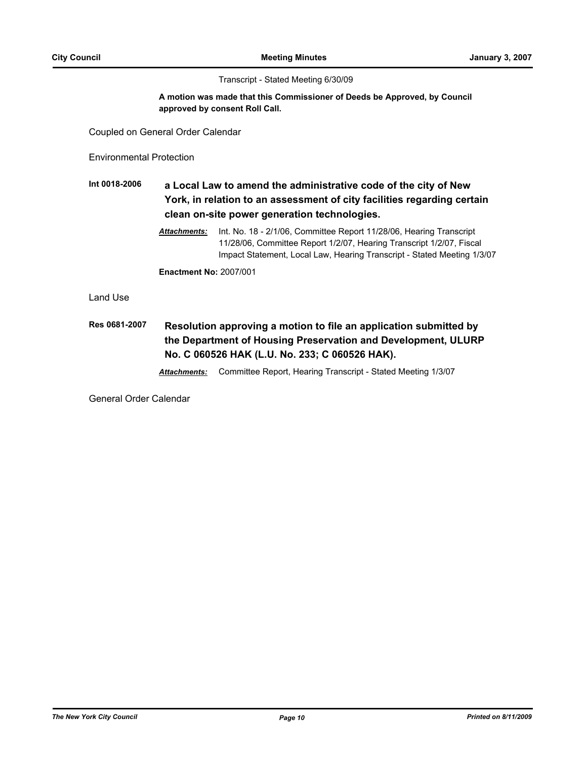Transcript - Stated Meeting 6/30/09

**A motion was made that this Commissioner of Deeds be Approved, by Council approved by consent Roll Call.**

Coupled on General Order Calendar

Environmental Protection

**Int 0018-2006** **a Local Law to amend the administrative code of the city of New York, in relation to an assessment of city facilities regarding certain clean on-site power generation technologies.**

***Attachments:*** Int. No. 18 - 2/1/06, Committee Report 11/28/06, Hearing Transcript 11/28/06, Committee Report 1/2/07, Hearing Transcript 1/2/07, Fiscal Impact Statement, Local Law, Hearing Transcript - Stated Meeting 1/3/07

**Enactment No:** 2007/001

Land Use

**Res 0681-2007** **Resolution approving a motion to file an application submitted by the Department of Housing Preservation and Development, ULURP No. C 060526 HAK (L.U. No. 233; C 060526 HAK).**

***Attachments:*** Committee Report, Hearing Transcript - Stated Meeting 1/3/07

General Order Calendar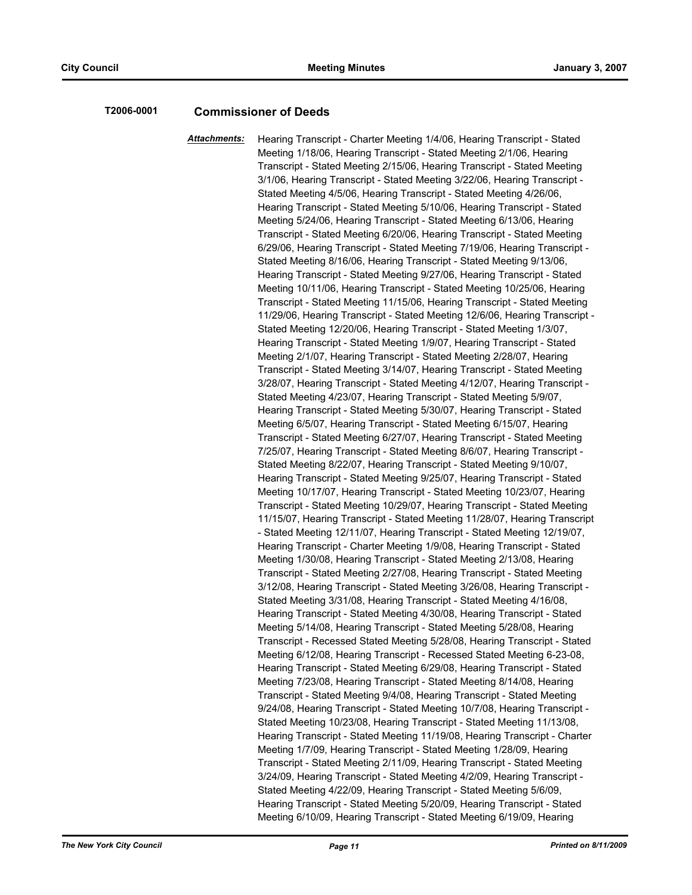**T2006-0001** **Commissioner of Deeds**

***Attachments:*** Hearing Transcript - Charter Meeting 1/4/06, Hearing Transcript - Stated Meeting 1/18/06, Hearing Transcript - Stated Meeting 2/1/06, Hearing Transcript - Stated Meeting 2/15/06, Hearing Transcript - Stated Meeting 3/1/06, Hearing Transcript - Stated Meeting 3/22/06, Hearing Transcript - Stated Meeting 4/5/06, Hearing Transcript - Stated Meeting 4/26/06, Hearing Transcript - Stated Meeting 5/10/06, Hearing Transcript - Stated Meeting 5/24/06, Hearing Transcript - Stated Meeting 6/13/06, Hearing Transcript - Stated Meeting 6/20/06, Hearing Transcript - Stated Meeting 6/29/06, Hearing Transcript - Stated Meeting 7/19/06, Hearing Transcript - Stated Meeting 8/16/06, Hearing Transcript - Stated Meeting 9/13/06, Hearing Transcript - Stated Meeting 9/27/06, Hearing Transcript - Stated Meeting 10/11/06, Hearing Transcript - Stated Meeting 10/25/06, Hearing Transcript - Stated Meeting 11/15/06, Hearing Transcript - Stated Meeting 11/29/06, Hearing Transcript - Stated Meeting 12/6/06, Hearing Transcript - Stated Meeting 12/20/06, Hearing Transcript - Stated Meeting 1/3/07, Hearing Transcript - Stated Meeting 1/9/07, Hearing Transcript - Stated Meeting 2/1/07, Hearing Transcript - Stated Meeting 2/28/07, Hearing Transcript - Stated Meeting 3/14/07, Hearing Transcript - Stated Meeting 3/28/07, Hearing Transcript - Stated Meeting 4/12/07, Hearing Transcript - Stated Meeting 4/23/07, Hearing Transcript - Stated Meeting 5/9/07, Hearing Transcript - Stated Meeting 5/30/07, Hearing Transcript - Stated Meeting 6/5/07, Hearing Transcript - Stated Meeting 6/15/07, Hearing Transcript - Stated Meeting 6/27/07, Hearing Transcript - Stated Meeting 7/25/07, Hearing Transcript - Stated Meeting 8/6/07, Hearing Transcript - Stated Meeting 8/22/07, Hearing Transcript - Stated Meeting 9/10/07, Hearing Transcript - Stated Meeting 9/25/07, Hearing Transcript - Stated Meeting 10/17/07, Hearing Transcript - Stated Meeting 10/23/07, Hearing Transcript - Stated Meeting 10/29/07, Hearing Transcript - Stated Meeting 11/15/07, Hearing Transcript - Stated Meeting 11/28/07, Hearing Transcript - Stated Meeting 12/11/07, Hearing Transcript - Stated Meeting 12/19/07, Hearing Transcript - Charter Meeting 1/9/08, Hearing Transcript - Stated Meeting 1/30/08, Hearing Transcript - Stated Meeting 2/13/08, Hearing Transcript - Stated Meeting 2/27/08, Hearing Transcript - Stated Meeting 3/12/08, Hearing Transcript - Stated Meeting 3/26/08, Hearing Transcript - Stated Meeting 3/31/08, Hearing Transcript - Stated Meeting 4/16/08, Hearing Transcript - Stated Meeting 4/30/08, Hearing Transcript - Stated Meeting 5/14/08, Hearing Transcript - Stated Meeting 5/28/08, Hearing Transcript - Recessed Stated Meeting 5/28/08, Hearing Transcript - Stated Meeting 6/12/08, Hearing Transcript - Recessed Stated Meeting 6-23-08, Hearing Transcript - Stated Meeting 6/29/08, Hearing Transcript - Stated Meeting 7/23/08, Hearing Transcript - Stated Meeting 8/14/08, Hearing Transcript - Stated Meeting 9/4/08, Hearing Transcript - Stated Meeting 9/24/08, Hearing Transcript - Stated Meeting 10/7/08, Hearing Transcript - Stated Meeting 10/23/08, Hearing Transcript - Stated Meeting 11/13/08, Hearing Transcript - Stated Meeting 11/19/08, Hearing Transcript - Charter Meeting 1/7/09, Hearing Transcript - Stated Meeting 1/28/09, Hearing Transcript - Stated Meeting 2/11/09, Hearing Transcript - Stated Meeting 3/24/09, Hearing Transcript - Stated Meeting 4/2/09, Hearing Transcript - Stated Meeting 4/22/09, Hearing Transcript - Stated Meeting 5/6/09, Hearing Transcript - Stated Meeting 5/20/09, Hearing Transcript - Stated Meeting 6/10/09, Hearing Transcript - Stated Meeting 6/19/09, Hearing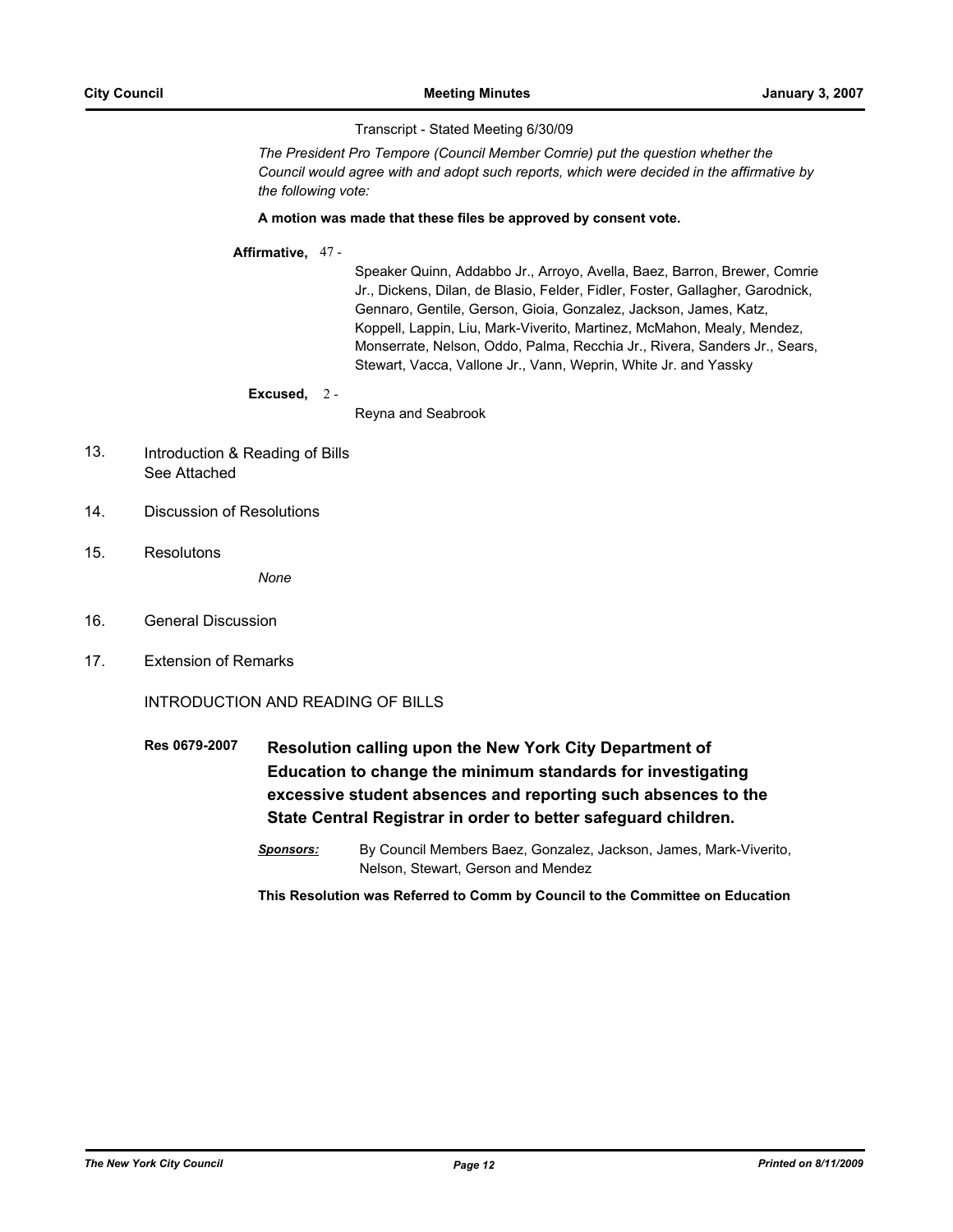Transcript - Stated Meeting 6/30/09

*The President Pro Tempore (Council Member Comrie) put the question whether the Council would agree with and adopt such reports, which were decided in the affirmative by the following vote:*

**A motion was made that these files be approved by consent vote.**

**Affirmative,** 47 -

Speaker Quinn, Addabbo Jr., Arroyo, Avella, Baez, Barron, Brewer, Comrie Jr., Dickens, Dilan, de Blasio, Felder, Fidler, Foster, Gallagher, Garodnick, Gennaro, Gentile, Gerson, Gioia, Gonzalez, Jackson, James, Katz, Koppell, Lappin, Liu, Mark-Viverito, Martinez, McMahon, Mealy, Mendez, Monserrate, Nelson, Oddo, Palma, Recchia Jr., Rivera, Sanders Jr., Sears, Stewart, Vacca, Vallone Jr., Vann, Weprin, White Jr. and Yassky

**Excused,** 2 -

Reyna and Seabrook

13. Introduction & Reading of Bills
    See Attached

14. Discussion of Resolutions

15. Resolutons

    *None*

16. General Discussion

17. Extension of Remarks

INTRODUCTION AND READING OF BILLS

**Res 0679-2007** **Resolution calling upon the New York City Department of Education to change the minimum standards for investigating excessive student absences and reporting such absences to the State Central Registrar in order to better safeguard children.**

***Sponsors:*** By Council Members Baez, Gonzalez, Jackson, James, Mark-Viverito, Nelson, Stewart, Gerson and Mendez

**This Resolution was Referred to Comm by Council to the Committee on Education**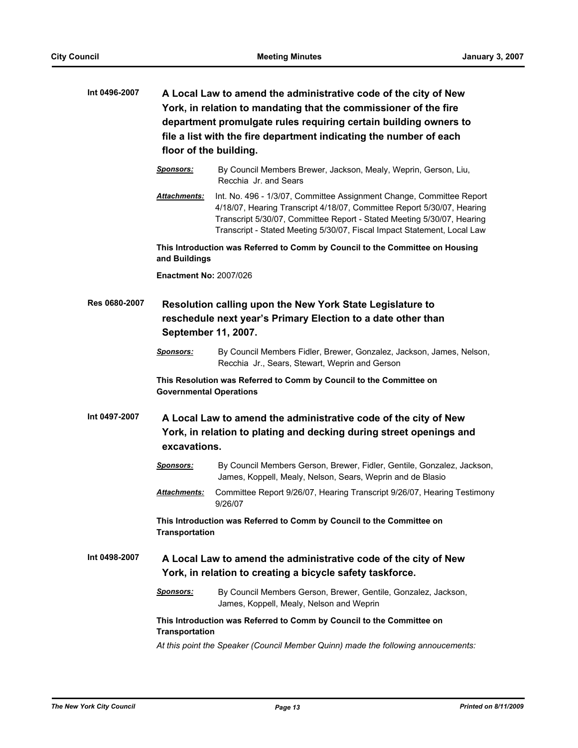**Int 0496-2007** **A Local Law to amend the administrative code of the city of New York, in relation to mandating that the commissioner of the fire department promulgate rules requiring certain building owners to file a list with the fire department indicating the number of each floor of the building.**

***Sponsors:*** By Council Members Brewer, Jackson, Mealy, Weprin, Gerson, Liu, Recchia Jr. and Sears

***Attachments:*** Int. No. 496 - 1/3/07, Committee Assignment Change, Committee Report 4/18/07, Hearing Transcript 4/18/07, Committee Report 5/30/07, Hearing Transcript 5/30/07, Committee Report - Stated Meeting 5/30/07, Hearing Transcript - Stated Meeting 5/30/07, Fiscal Impact Statement, Local Law

**This Introduction was Referred to Comm by Council to the Committee on Housing and Buildings**

**Enactment No:** 2007/026

**Res 0680-2007** **Resolution calling upon the New York State Legislature to reschedule next year's Primary Election to a date other than September 11, 2007.**

***Sponsors:*** By Council Members Fidler, Brewer, Gonzalez, Jackson, James, Nelson, Recchia Jr., Sears, Stewart, Weprin and Gerson

**This Resolution was Referred to Comm by Council to the Committee on Governmental Operations**

**Int 0497-2007** **A Local Law to amend the administrative code of the city of New York, in relation to plating and decking during street openings and excavations.**

***Sponsors:*** By Council Members Gerson, Brewer, Fidler, Gentile, Gonzalez, Jackson, James, Koppell, Mealy, Nelson, Sears, Weprin and de Blasio

***Attachments:*** Committee Report 9/26/07, Hearing Transcript 9/26/07, Hearing Testimony 9/26/07

**This Introduction was Referred to Comm by Council to the Committee on Transportation**

**Int 0498-2007** **A Local Law to amend the administrative code of the city of New York, in relation to creating a bicycle safety taskforce.**

***Sponsors:*** By Council Members Gerson, Brewer, Gentile, Gonzalez, Jackson, James, Koppell, Mealy, Nelson and Weprin

**This Introduction was Referred to Comm by Council to the Committee on Transportation**

*At this point the Speaker (Council Member Quinn) made the following annoucements:*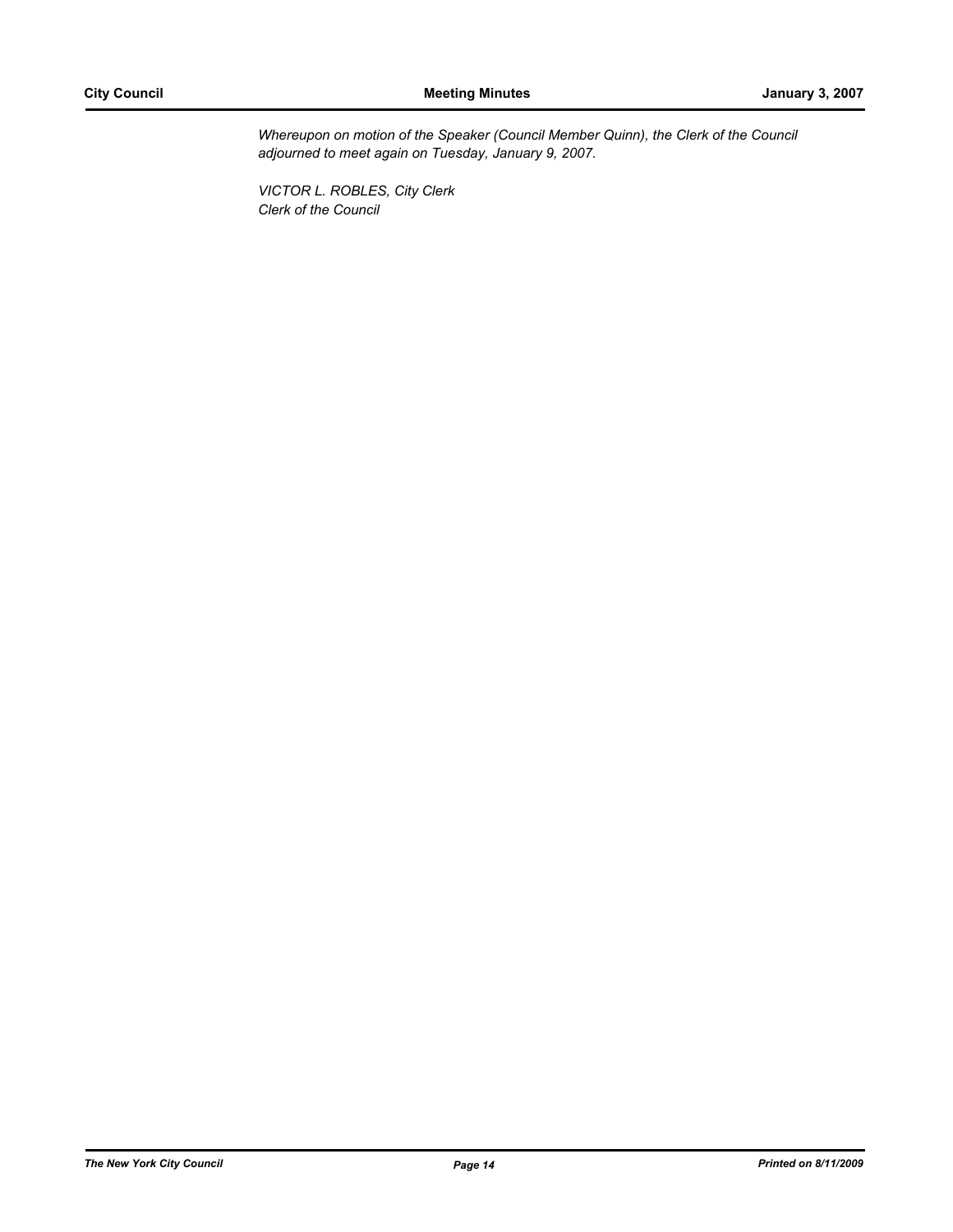*Whereupon on motion of the Speaker (Council Member Quinn), the Clerk of the Council adjourned to meet again on Tuesday, January 9, 2007.*

*VICTOR L. ROBLES, City Clerk*
*Clerk of the Council*